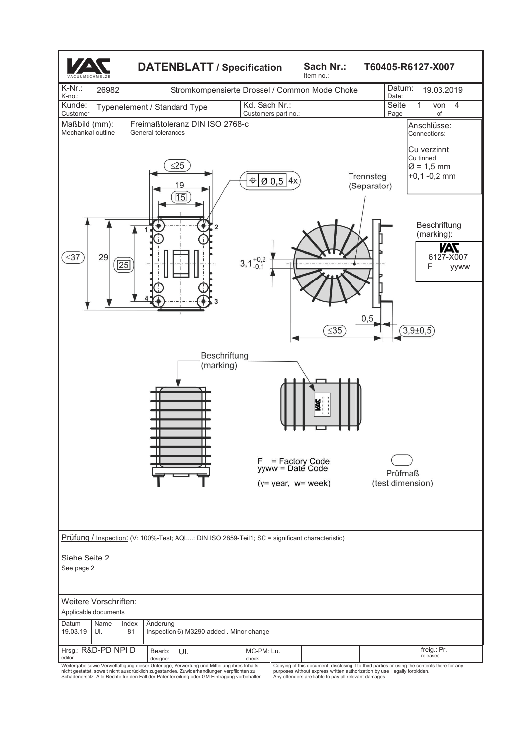| VACUUMSCHMELZE | DATENBLATT / Specification | | Sach Nr.: Item no.: | T60405-R6127-X007 |
|---|---|---|---|---|
| K-Nr.: K-no.: 26982 | Stromkompensierte Drossel / Common Mode Choke | | | Datum: Date: 19.03.2019 |
| Kunde: Customer: Typenelement / Standard Type | | Kd. Sach Nr.: Customers part no.: | | Seite Page 1 von of 4 |

**Maßbild (mm):** Mechanical outline

Freimaßtoleranz DIN ISO 2768-c
General tolerances

**Anschlüsse:** Connections:

Cu verzinnt
Cu tinned
Ø = 1,5 mm
+0,1 -0,2 mm

Dimensions: ≤25; 19; 15 (test dimension); ⌖ Ø 0,5 4x; ≤37; 29; 25 (test dimension); $3{,}1^{+0,2}_{-0,1}$; 0,5; ≤35 (test dimension); 3,9±0,5 (test dimension)

Pins: 1, 2, 3, 4

Trennsteg (Separator)

**Beschriftung** (marking):

VAC
6127-X007
F yyww

Beschriftung (marking)

F = Factory Code
yyww = Date Code
(y= year, w= week)

Prüfmaß (test dimension)

**Prüfung / Inspection:** (V: 100%-Test; AQL...: DIN ISO 2859-Teil1; SC = significant characteristic)

Siehe Seite 2
See page 2

**Weitere Vorschriften:**
Applicable documents

| Datum | Name | Index | Änderung |
|---|---|---|---|
| 19.03.19 | Ul. | 81 | Inspection 6) M3290 added . Minor change |

| Hrsg.: R&D-PD NPI D (editor) | Bearb.: Ul. (designer) | MC-PM: Lu. (check) | freig.: Pr. (released) |
|---|---|---|---|

Weitergabe sowie Vervielfältigung dieser Unterlage, Verwertung und Mitteilung ihres Inhalts nicht gestattet, soweit nicht ausdrücklich zugestanden. Zuwiderhandlungen verpflichten zu Schadenersatz. Alle Rechte für den Fall der Patenterteilung oder GM-Eintragung vorbehalten

Copying of this document, disclosing it to third parties or using the contents there for any purposes without express written authorization by use illegally forbidden. Any offenders are liable to pay all relevant damages.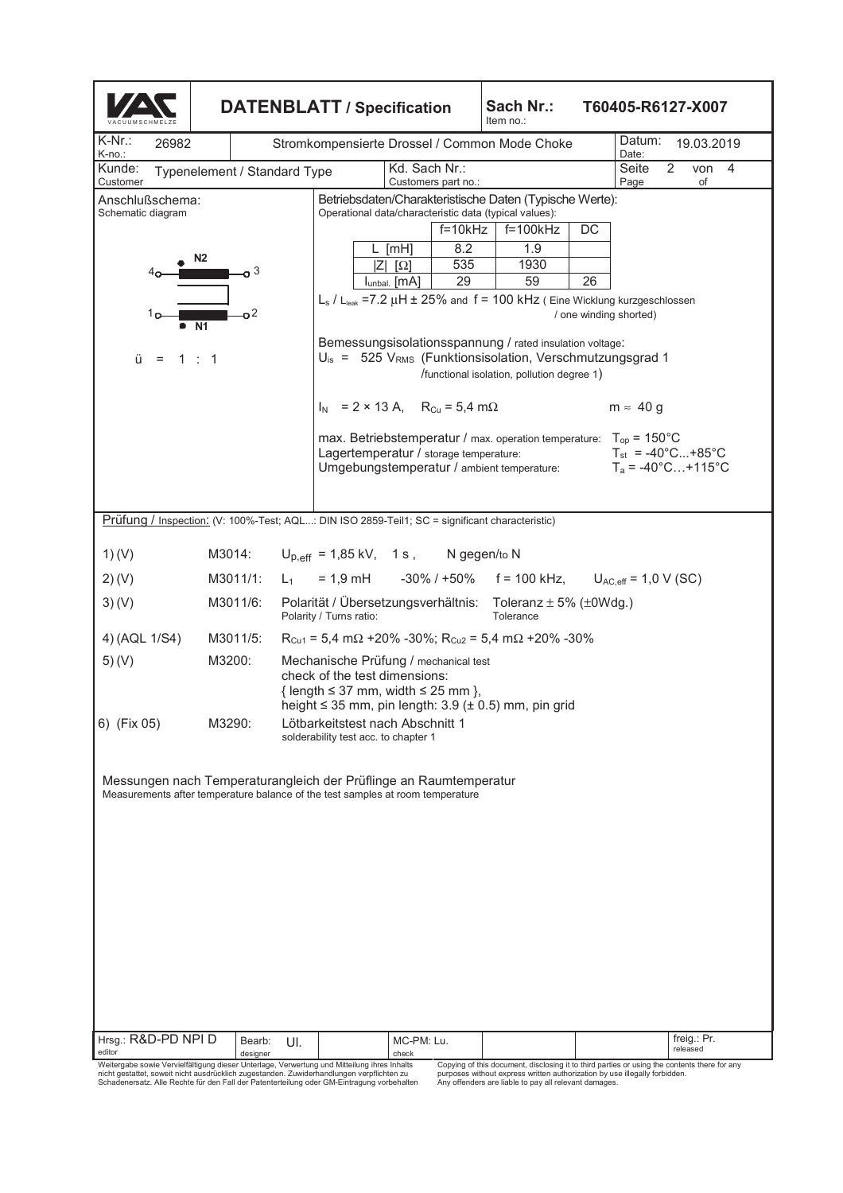# DATENBLATT / Specification

**Sach Nr.:** / Item no.: T60405-R6127-X007

| K-Nr.: / K-no.: 26982 | Stromkompensierte Drossel / Common Mode Choke | Datum: / Date: 19.03.2019 |
|---|---|---|
| Kunde: / Customer: Typenelement / Standard Type | Kd. Sach Nr.: / Customers part no.: | Seite / Page 2 von / of 4 |

**Anschlußschema:**
Schematic diagram

N2: 4 — 3

N1: 1 — 2

ü = 1 : 1

**Betriebsdaten/Charakteristische Daten (Typische Werte):**
Operational data/characteristic data (typical values):

| | f=10kHz | f=100kHz | DC |
|---|---|---|---|
| L [mH] | 8.2 | 1.9 | |
| \|Z\| [Ω] | 535 | 1930 | |
| $I_{unbal.}$ [mA] | 29 | 59 | 26 |

$L_s$ / $L_{leak}$ =7.2 µH ± 25% and f = 100 kHz ( Eine Wicklung kurzgeschlossen / one winding shorted)

Bemessungsisolationsspannung / rated insulation voltage:
$U_{is}$ = 525 $V_{RMS}$ (Funktionsisolation, Verschmutzungsgrad 1 /functional isolation, pollution degree 1)

$I_N$ = 2 × 13 A, $R_{Cu}$ = 5,4 mΩ     m ≈ 40 g

max. Betriebstemperatur / max. operation temperature: $T_{op}$ = 150°C
Lagertemperatur / storage temperature: $T_{st}$ = -40°C...+85°C
Umgebungstemperatur / ambient temperature: $T_a$ = -40°C…+115°C

**Prüfung / Inspection:** (V: 100%-Test; AQL...: DIN ISO 2859-Teil1; SC = significant characteristic)

| | | |
|---|---|---|
| 1) (V) | M3014: | $U_{p,eff}$ = 1,85 kV, 1 s, N gegen/to N |
| 2) (V) | M3011/1: | $L_1$ = 1,9 mH -30% / +50% f = 100 kHz, $U_{AC,eff}$ = 1,0 V (SC) |
| 3) (V) | M3011/6: | Polarität / Übersetzungsverhältnis: Polarity / Turns ratio: Toleranz ± 5% (±0Wdg.) Tolerance |
| 4) (AQL 1/S4) | M3011/5: | $R_{Cu1}$ = 5,4 mΩ +20% -30%; $R_{Cu2}$ = 5,4 mΩ +20% -30% |
| 5) (V) | M3200: | Mechanische Prüfung / mechanical test<br>check of the test dimensions:<br>{ length ≤ 37 mm, width ≤ 25 mm },<br>height ≤ 35 mm, pin length: 3.9 (± 0.5) mm, pin grid |
| 6) (Fix 05) | M3290: | Lötbarkeitstest nach Abschnitt 1<br>solderability test acc. to chapter 1 |

Messungen nach Temperaturangleich der Prüflinge an Raumtemperatur
Measurements after temperature balance of the test samples at room temperature

| Hrsg.: R&D-PD NPI D / editor | Bearb.: / designer Ul. | MC-PM: Lu. / check | freig.: Pr. / released |
|---|---|---|---|

Weitergabe sowie Vervielfältigung dieser Unterlage, Verwertung und Mitteilung ihres Inhalts nicht gestattet, soweit nicht ausdrücklich zugestanden. Zuwiderhandlungen verpflichten zu Schadenersatz. Alle Rechte für den Fall der Patenterteilung oder GM-Eintragung vorbehalten

Copying of this document, disclosing it to third parties or using the contents there for any purposes without express written authorization by use illegally forbidden. Any offenders are liable to pay all relevant damages.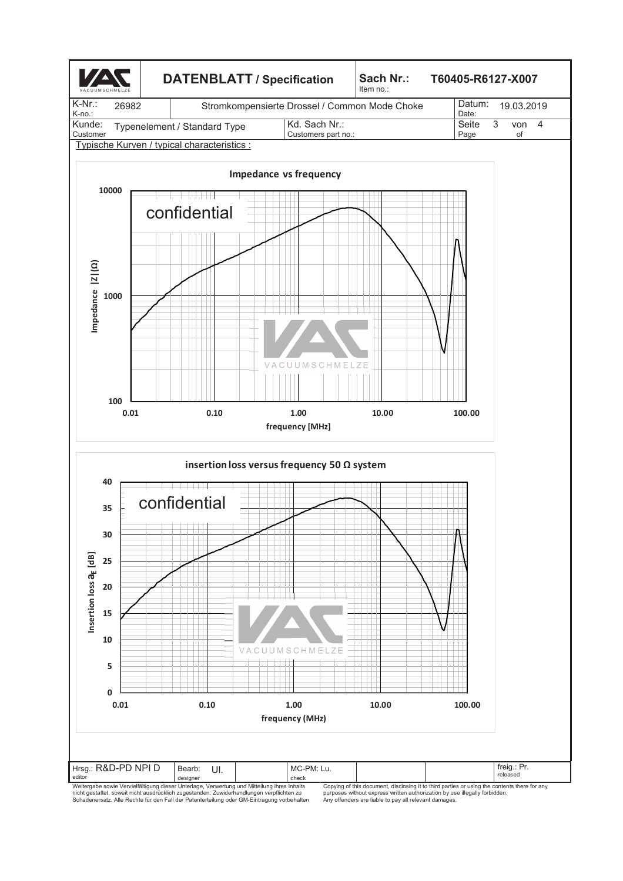| DATENBLATT / Specification | Sach Nr.: Item no.: | T60405-R6127-X007 |
| --- | --- | --- |

| K-Nr.: K-no.: | 26982 | Stromkompensierte Drossel / Common Mode Choke | Datum: Date: | 19.03.2019 |
| --- | --- | --- | --- | --- |
| Kunde: Customer | Typenelement / Standard Type | Kd. Sach Nr.: Customers part no.: | Seite Page | 3 von 4 of |

Typische Kurven / typical characteristics :

**Impedance vs frequency**

confidential

Impedance |Z| (Ω): 100, 1000, 10000

frequency [MHz]: 0.01, 0.10, 1.00, 10.00, 100.00

**insertion loss versus frequency 50 Ω system**

confidential

Insertion loss $a_E$ [dB]: 0, 5, 10, 15, 20, 25, 30, 35, 40

frequency (MHz): 0.01, 0.10, 1.00, 10.00, 100.00

| Hrsg.: R&D-PD NPI D editor | Bearb.: Ul. designer | | MC-PM: Lu. check | | | freig.: Pr. released |
| --- | --- | --- | --- | --- | --- | --- |

Weitergabe sowie Vervielfältigung dieser Unterlage, Verwertung und Mitteilung ihres Inhalts nicht gestattet, soweit nicht ausdrücklich zugestanden. Zuwiderhandlungen verpflichten zu Schadenersatz. Alle Rechte für den Fall der Patenterteilung oder GM-Eintragung vorbehalten

Copying of this document, disclosing it to third parties or using the contents there for any purposes without express written authorization by use illegally forbidden. Any offenders are liable to pay all relevant damages.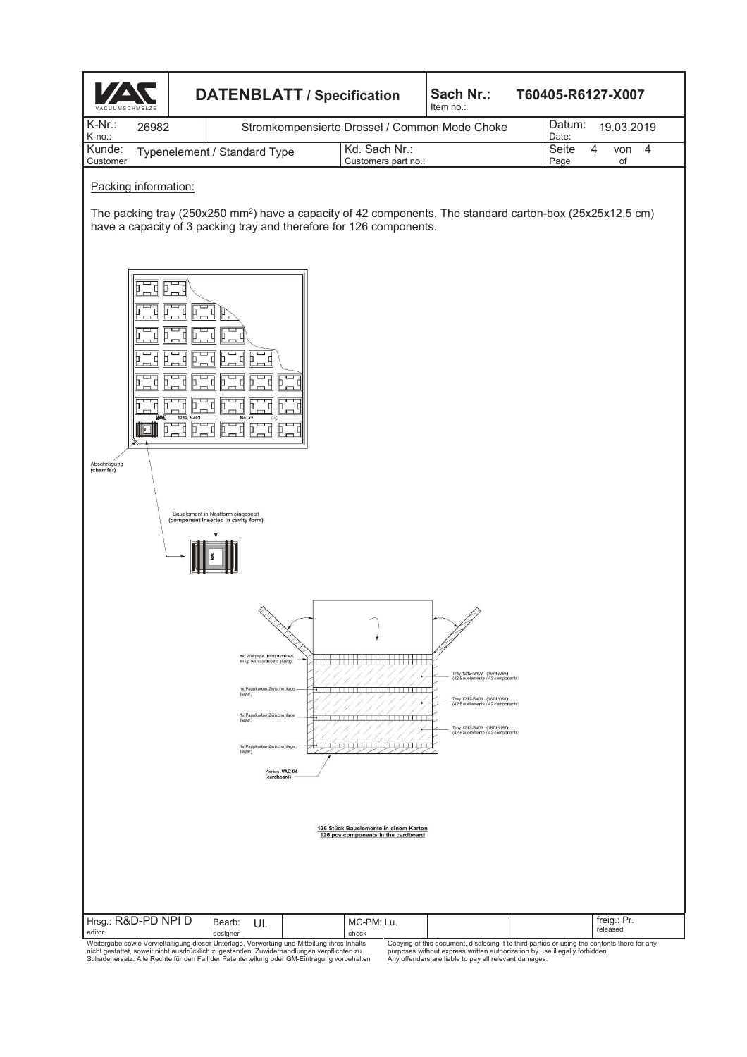| DATENBLATT / Specification | | Sach Nr.: Item no.: | T60405-R6127-X007 |
|---|---|---|---|
| K-Nr.: K-no.: 26982 | Stromkompensierte Drossel / Common Mode Choke | | Datum: Date: 19.03.2019 |
| Kunde: Customer: Typenelement / Standard Type | Kd. Sach Nr.: Customers part no.: | | Seite Page 4 von of 4 |

Packing information:

The packing tray (250x250 mm²) have a capacity of 42 components. The standard carton-box (25x25x12,5 cm) have a capacity of 3 packing tray and therefore for 126 components.

VAC 1212 S403 No xx

Abschrägung (chamfer)

Bauelement in Nestform eingesetzt (component inserted in cavity form)

mit Wellpape (hart) auffüllen, fill up with cardboard (hard)

1x Pappkarton-Zwischenlage (layer)

1x Pappkarton-Zwischenlage (layer)

1x Pappkarton-Zwischenlage (layer)

Karton VAC 04 (cardboard)

Tray 1212-S403 (16713097) (42 Bauelemente / 42 components)

Tray 1212-S403 (16713097) (42 Bauelemente / 42 components)

Tray 1212-S403 (16713097) (42 Bauelemente / 42 components)

126 Stück Bauelemente in einem Karton
126 pcs components in the cardboard

| Hrsg.: editor R&D-PD NPI D | Bearb.: designer Ul. | MC-PM: check Lu. | freig.: released Pr. |
|---|---|---|---|

Weitergabe sowie Vervielfältigung dieser Unterlage, Verwertung und Mitteilung ihres Inhalts nicht gestattet, soweit nicht ausdrücklich zugestanden. Zuwiderhandlungen verpflichten zu Schadenersatz. Alle Rechte für den Fall der Patenterteilung oder GM-Eintragung vorbehalten

Copying of this document, disclosing it to third parties or using the contents there for any purposes without express written authorization by use illegally forbidden. Any offenders are liable to pay all relevant damages.